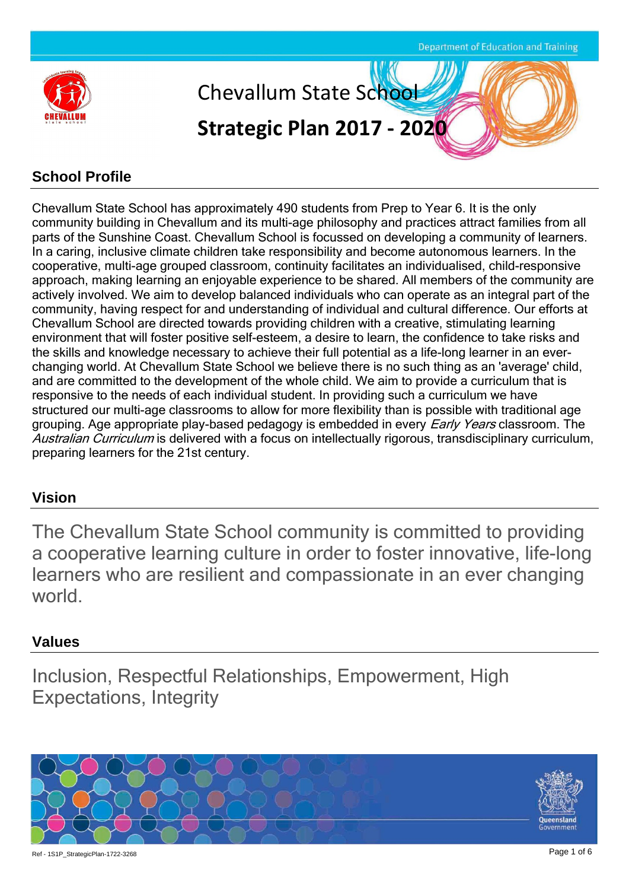# Chevallum State School

# Strategic Plan 2017 - 2020

## School Profile

Chevallum State School has approximately 490 students from Prep to Year 6. It is the only community building in Chevallum and its multi-age philosophy and practices attract families from all parts of the Sunshine Coast. Chevallum School is focussed on developing a community of learners. In a caring, inclusive climate children take responsibility and become autonomous learners. In the cooperative, multi-age grouped classroom, continuity facilitates an individualised, child-responsive approach, making learning an enjoyable experience to be shared. All members of the community are actively involved. We aim to develop balanced individuals who can operate as an integral part of the community, having respect for and understanding of individual and cultural difference. Our efforts at Chevallum School are directed towards providing children with a creative, stimulating learning environment that will foster positive self-esteem, a desire to learn, the confidence to take risks and the skills and knowledge necessary to achieve their full potential as a life-long learner in an ever-changing world. At Chevallum State School we believe there is no such thing as an 'average' child, and are committed to the development of the whole child. We aim to provide a curriculum that is responsive to the needs of each individual student. In providing such a curriculum we have structured our multi-age classrooms to allow for more flexibility than is possible with traditional age grouping. Age appropriate play-based pedagogy is embedded in every *Early Years* classroom. The *Australian Curriculum* is delivered with a focus on intellectually rigorous, transdisciplinary curriculum, preparing learners for the 21st century.

## Vision

The Chevallum State School community is committed to providing a cooperative learning culture in order to foster innovative, life-long learners who are resilient and compassionate in an ever changing world.

## Values

Inclusion, Respectful Relationships, Empowerment, High Expectations, Integrity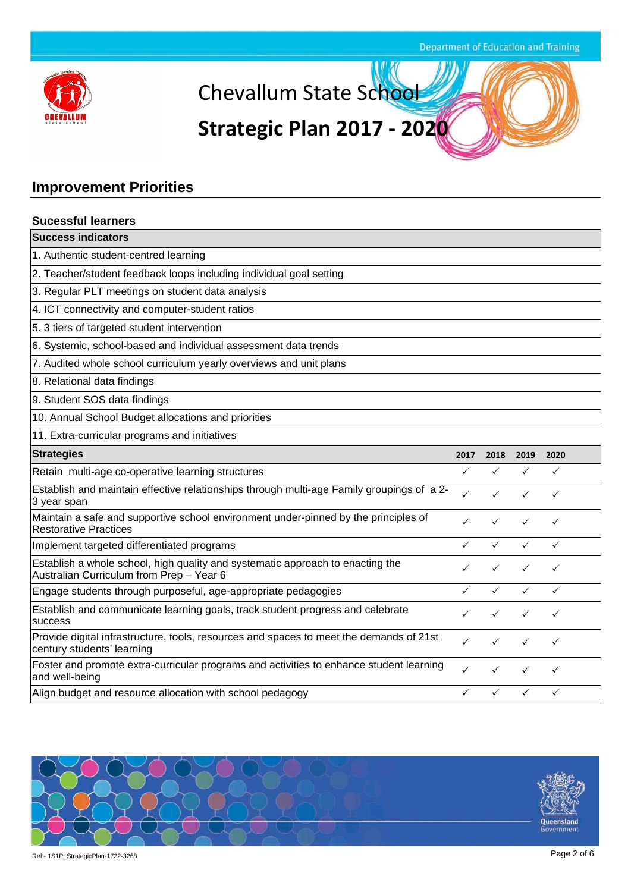# Chevallum State School

# Strategic Plan 2017 - 2020

## Improvement Priorities

### Sucessful learners

| Success indicators |
|---|
| 1. Authentic student-centred learning |
| 2. Teacher/student feedback loops including individual goal setting |
| 3. Regular PLT meetings on student data analysis |
| 4. ICT connectivity and computer-student ratios |
| 5. 3 tiers of targeted student intervention |
| 6. Systemic, school-based and individual assessment data trends |
| 7. Audited whole school curriculum yearly overviews and unit plans |
| 8. Relational data findings |
| 9. Student SOS data findings |
| 10. Annual School Budget allocations and priorities |
| 11. Extra-curricular programs and initiatives |

| Strategies | 2017 | 2018 | 2019 | 2020 |
|---|---|---|---|---|
| Retain multi-age co-operative learning structures | ✓ | ✓ | ✓ | ✓ |
| Establish and maintain effective relationships through multi-age Family groupings of a 2-3 year span | ✓ | ✓ | ✓ | ✓ |
| Maintain a safe and supportive school environment under-pinned by the principles of Restorative Practices | ✓ | ✓ | ✓ | ✓ |
| Implement targeted differentiated programs | ✓ | ✓ | ✓ | ✓ |
| Establish a whole school, high quality and systematic approach to enacting the Australian Curriculum from Prep – Year 6 | ✓ | ✓ | ✓ | ✓ |
| Engage students through purposeful, age-appropriate pedagogies | ✓ | ✓ | ✓ | ✓ |
| Establish and communicate learning goals, track student progress and celebrate success | ✓ | ✓ | ✓ | ✓ |
| Provide digital infrastructure, tools, resources and spaces to meet the demands of 21st century students' learning | ✓ | ✓ | ✓ | ✓ |
| Foster and promote extra-curricular programs and activities to enhance student learning and well-being | ✓ | ✓ | ✓ | ✓ |
| Align budget and resource allocation with school pedagogy | ✓ | ✓ | ✓ | ✓ |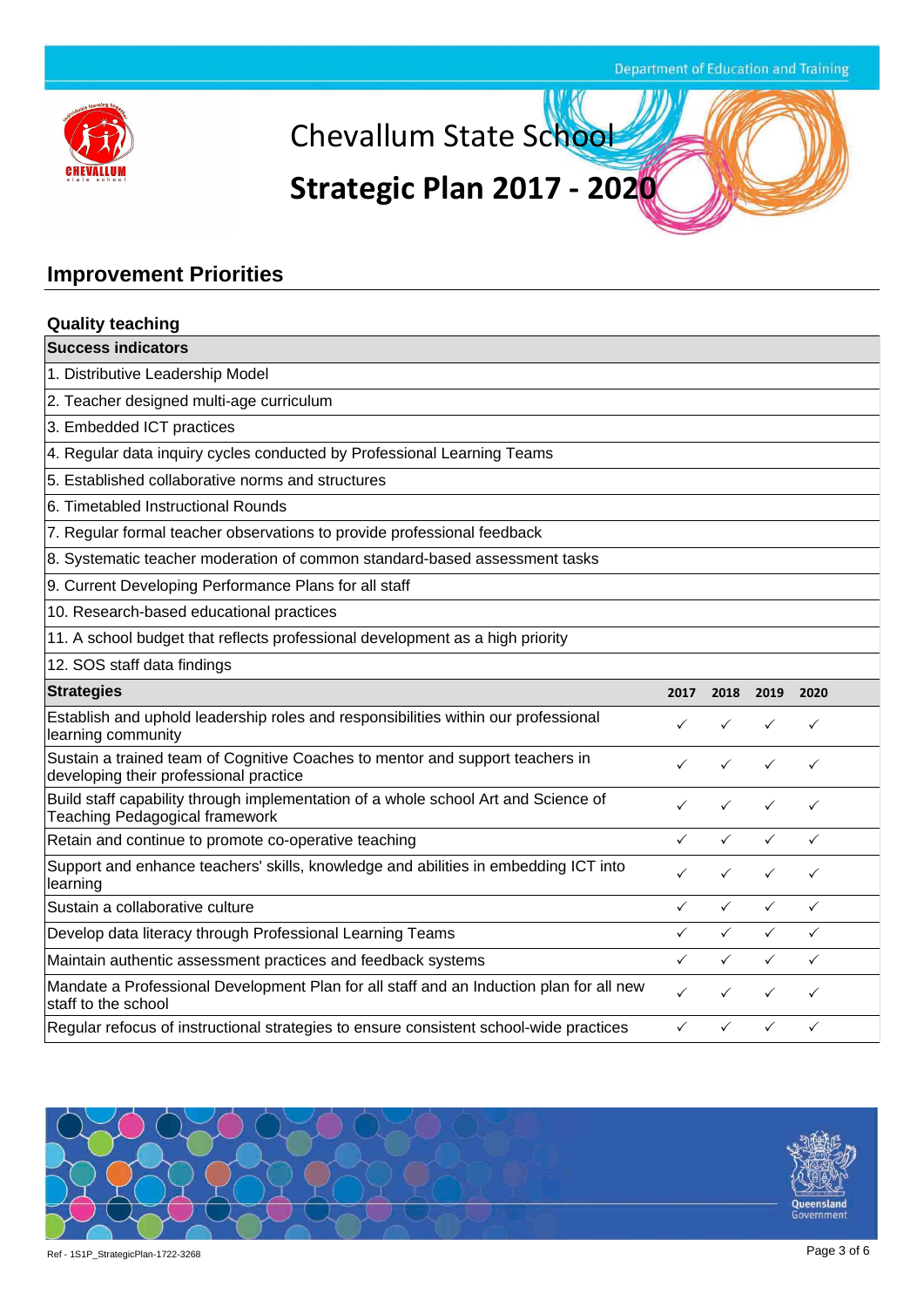# Chevallum State School

# Strategic Plan 2017 - 2020

## Improvement Priorities

### Quality teaching

| Success indicators |
|---|
| 1. Distributive Leadership Model |
| 2. Teacher designed multi-age curriculum |
| 3. Embedded ICT practices |
| 4. Regular data inquiry cycles conducted by Professional Learning Teams |
| 5. Established collaborative norms and structures |
| 6. Timetabled Instructional Rounds |
| 7. Regular formal teacher observations to provide professional feedback |
| 8. Systematic teacher moderation of common standard-based assessment tasks |
| 9. Current Developing Performance Plans for all staff |
| 10. Research-based educational practices |
| 11. A school budget that reflects professional development as a high priority |
| 12. SOS staff data findings |

| Strategies | 2017 | 2018 | 2019 | 2020 |
|---|---|---|---|---|
| Establish and uphold leadership roles and responsibilities within our professional learning community | ✓ | ✓ | ✓ | ✓ |
| Sustain a trained team of Cognitive Coaches to mentor and support teachers in developing their professional practice | ✓ | ✓ | ✓ | ✓ |
| Build staff capability through implementation of a whole school Art and Science of Teaching Pedagogical framework | ✓ | ✓ | ✓ | ✓ |
| Retain and continue to promote co-operative teaching | ✓ | ✓ | ✓ | ✓ |
| Support and enhance teachers' skills, knowledge and abilities in embedding ICT into learning | ✓ | ✓ | ✓ | ✓ |
| Sustain a collaborative culture | ✓ | ✓ | ✓ | ✓ |
| Develop data literacy through Professional Learning Teams | ✓ | ✓ | ✓ | ✓ |
| Maintain authentic assessment practices and feedback systems | ✓ | ✓ | ✓ | ✓ |
| Mandate a Professional Development Plan for all staff and an Induction plan for all new staff to the school | ✓ | ✓ | ✓ | ✓ |
| Regular refocus of instructional strategies to ensure consistent school-wide practices | ✓ | ✓ | ✓ | ✓ |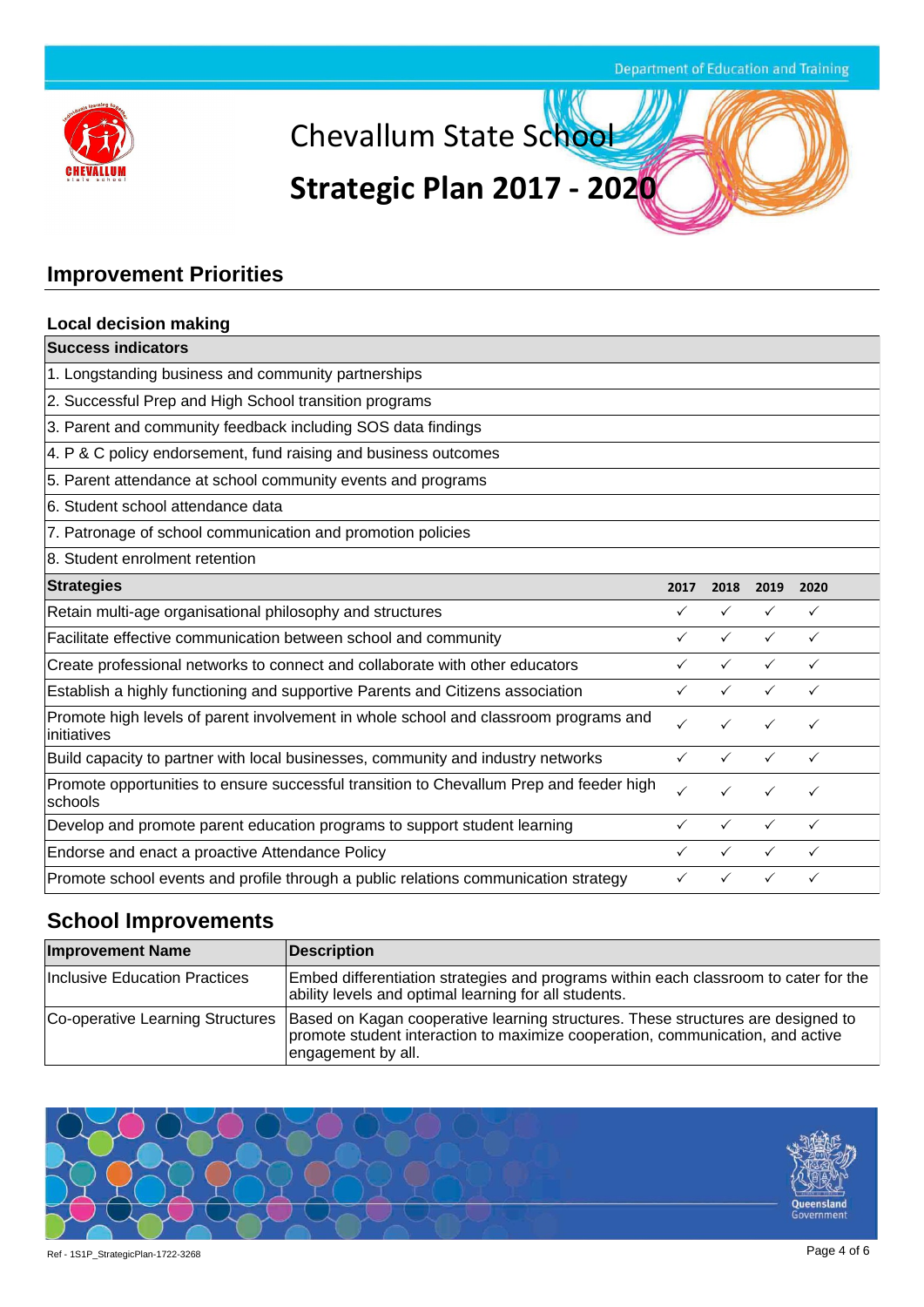# Chevallum State School

# Strategic Plan 2017 - 2020

## Improvement Priorities

### Local decision making

| Success indicators | | | | |
|---|---|---|---|---|
| 1. Longstanding business and community partnerships | | | | |
| 2. Successful Prep and High School transition programs | | | | |
| 3. Parent and community feedback including SOS data findings | | | | |
| 4. P & C policy endorsement, fund raising and business outcomes | | | | |
| 5. Parent attendance at school community events and programs | | | | |
| 6. Student school attendance data | | | | |
| 7. Patronage of school communication and promotion policies | | | | |
| 8. Student enrolment retention | | | | |
| **Strategies** | **2017** | **2018** | **2019** | **2020** |
| Retain multi-age organisational philosophy and structures | ✓ | ✓ | ✓ | ✓ |
| Facilitate effective communication between school and community | ✓ | ✓ | ✓ | ✓ |
| Create professional networks to connect and collaborate with other educators | ✓ | ✓ | ✓ | ✓ |
| Establish a highly functioning and supportive Parents and Citizens association | ✓ | ✓ | ✓ | ✓ |
| Promote high levels of parent involvement in whole school and classroom programs and initiatives | ✓ | ✓ | ✓ | ✓ |
| Build capacity to partner with local businesses, community and industry networks | ✓ | ✓ | ✓ | ✓ |
| Promote opportunities to ensure successful transition to Chevallum Prep and feeder high schools | ✓ | ✓ | ✓ | ✓ |
| Develop and promote parent education programs to support student learning | ✓ | ✓ | ✓ | ✓ |
| Endorse and enact a proactive Attendance Policy | ✓ | ✓ | ✓ | ✓ |
| Promote school events and profile through a public relations communication strategy | ✓ | ✓ | ✓ | ✓ |

## School Improvements

| Improvement Name | Description |
|---|---|
| Inclusive Education Practices | Embed differentiation strategies and programs within each classroom to cater for the ability levels and optimal learning for all students. |
| Co-operative Learning Structures | Based on Kagan cooperative learning structures. These structures are designed to promote student interaction to maximize cooperation, communication, and active engagement by all. |

Ref - 1S1P_StrategicPlan-1722-3268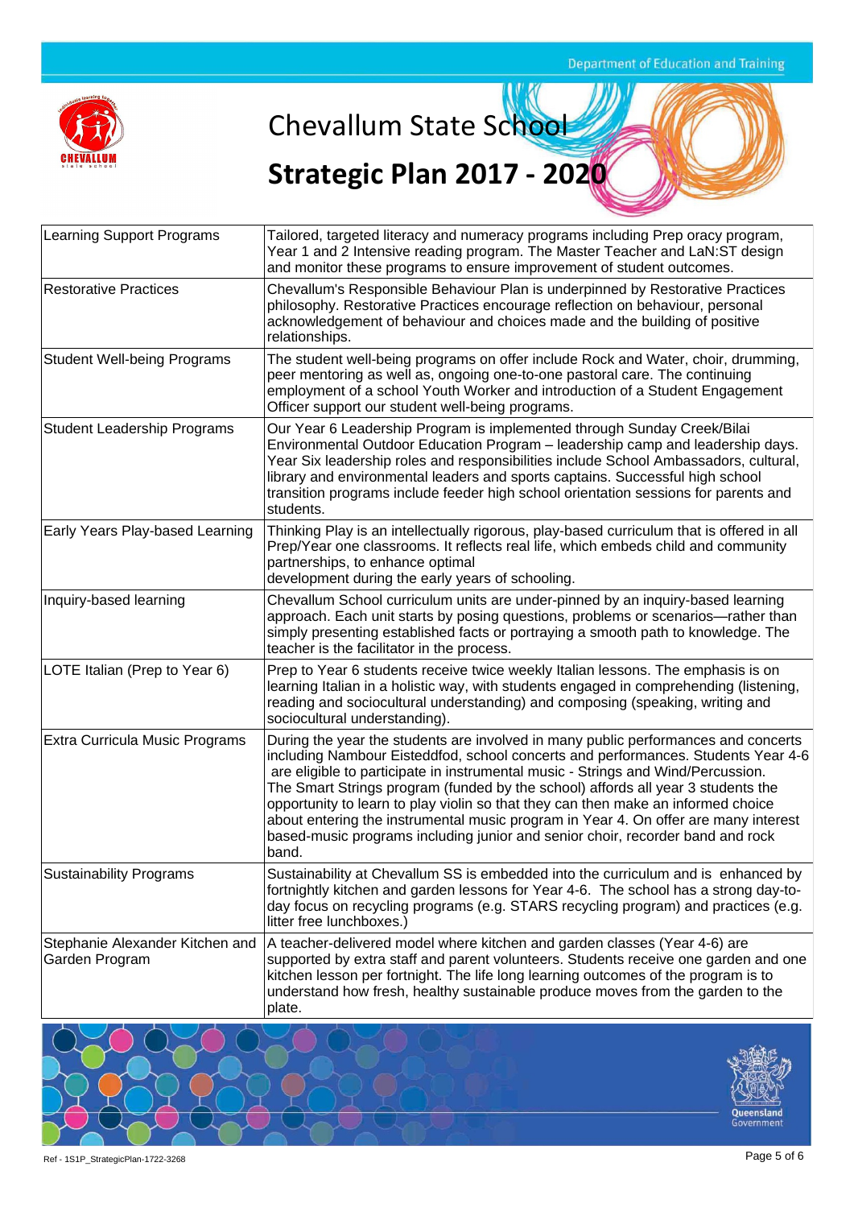# Chevallum State School

# Strategic Plan 2017 - 2020

| | |
|---|---|
| Learning Support Programs | Tailored, targeted literacy and numeracy programs including Prep oracy program, Year 1 and 2 Intensive reading program. The Master Teacher and LaN:ST design and monitor these programs to ensure improvement of student outcomes. |
| Restorative Practices | Chevallum's Responsible Behaviour Plan is underpinned by Restorative Practices philosophy. Restorative Practices encourage reflection on behaviour, personal acknowledgement of behaviour and choices made and the building of positive relationships. |
| Student Well-being Programs | The student well-being programs on offer include Rock and Water, choir, drumming, peer mentoring as well as, ongoing one-to-one pastoral care. The continuing employment of a school Youth Worker and introduction of a Student Engagement Officer support our student well-being programs. |
| Student Leadership Programs | Our Year 6 Leadership Program is implemented through Sunday Creek/Bilai Environmental Outdoor Education Program – leadership camp and leadership days. Year Six leadership roles and responsibilities include School Ambassadors, cultural, library and environmental leaders and sports captains. Successful high school transition programs include feeder high school orientation sessions for parents and students. |
| Early Years Play-based Learning | Thinking Play is an intellectually rigorous, play-based curriculum that is offered in all Prep/Year one classrooms. It reflects real life, which embeds child and community partnerships, to enhance optimal development during the early years of schooling. |
| Inquiry-based learning | Chevallum School curriculum units are under-pinned by an inquiry-based learning approach. Each unit starts by posing questions, problems or scenarios—rather than simply presenting established facts or portraying a smooth path to knowledge. The teacher is the facilitator in the process. |
| LOTE Italian (Prep to Year 6) | Prep to Year 6 students receive twice weekly Italian lessons. The emphasis is on learning Italian in a holistic way, with students engaged in comprehending (listening, reading and sociocultural understanding) and composing (speaking, writing and sociocultural understanding). |
| Extra Curricula Music Programs | During the year the students are involved in many public performances and concerts including Nambour Eisteddfod, school concerts and performances. Students Year 4-6 are eligible to participate in instrumental music - Strings and Wind/Percussion. The Smart Strings program (funded by the school) affords all year 3 students the opportunity to learn to play violin so that they can then make an informed choice about entering the instrumental music program in Year 4. On offer are many interest based-music programs including junior and senior choir, recorder band and rock band. |
| Sustainability Programs | Sustainability at Chevallum SS is embedded into the curriculum and is enhanced by fortnightly kitchen and garden lessons for Year 4-6. The school has a strong day-to-day focus on recycling programs (e.g. STARS recycling program) and practices (e.g. litter free lunchboxes.) |
| Stephanie Alexander Kitchen and Garden Program | A teacher-delivered model where kitchen and garden classes (Year 4-6) are supported by extra staff and parent volunteers. Students receive one garden and one kitchen lesson per fortnight. The life long learning outcomes of the program is to understand how fresh, healthy sustainable produce moves from the garden to the plate. |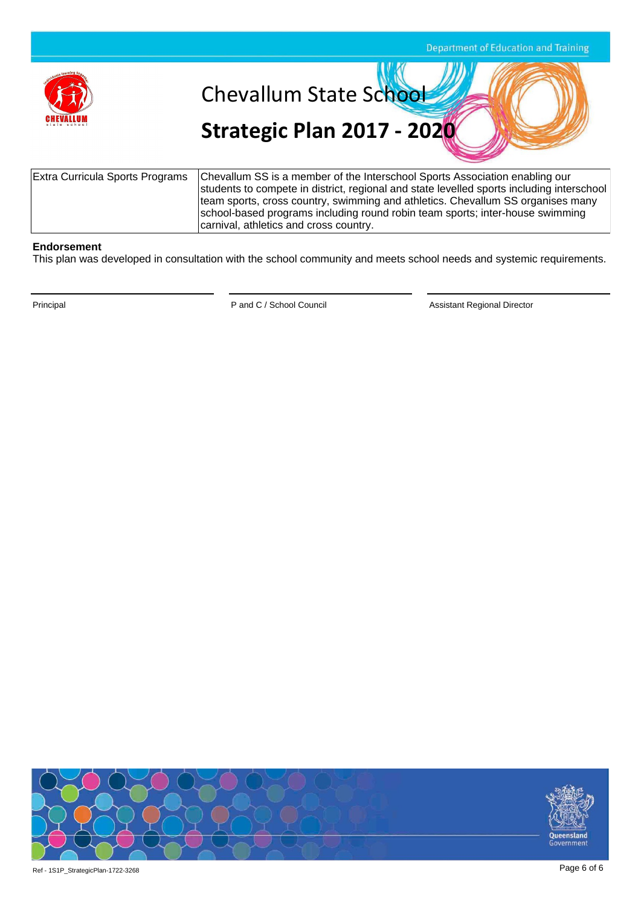# Chevallum State School

## Strategic Plan 2017 - 2020

| | |
|---|---|
| Extra Curricula Sports Programs | Chevallum SS is a member of the Interschool Sports Association enabling our students to compete in district, regional and state levelled sports including interschool team sports, cross country, swimming and athletics. Chevallum SS organises many school-based programs including round robin team sports; inter-house swimming carnival, athletics and cross country. |

**Endorsement**

This plan was developed in consultation with the school community and meets school needs and systemic requirements.

Principal

P and C / School Council

Assistant Regional Director

Ref - 1S1P_StrategicPlan-1722-3268